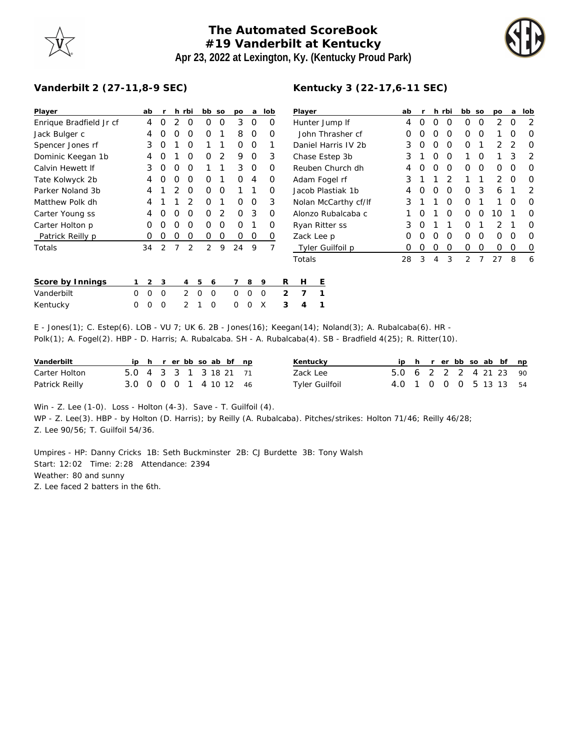# The Automated ScoreBook
## #19 Vanderbilt at Kentucky
### Apr 23, 2022 at Lexington, Ky. (Kentucky Proud Park)

**Vanderbilt 2 (27-11,8-9 SEC)**

| Player | ab | r | h | rbi | bb | so | po | a | lob |
|---|---|---|---|---|---|---|---|---|---|
| Enrique Bradfield Jr cf | 4 | 0 | 2 | 0 | 0 | 0 | 3 | 0 | 0 |
| Jack Bulger c | 4 | 0 | 0 | 0 | 0 | 1 | 8 | 0 | 0 |
| Spencer Jones rf | 3 | 0 | 1 | 0 | 1 | 1 | 0 | 0 | 1 |
| Dominic Keegan 1b | 4 | 0 | 1 | 0 | 0 | 2 | 9 | 0 | 3 |
| Calvin Hewett lf | 3 | 0 | 0 | 0 | 1 | 1 | 3 | 0 | 0 |
| Tate Kolwyck 2b | 4 | 0 | 0 | 0 | 0 | 1 | 0 | 4 | 0 |
| Parker Noland 3b | 4 | 1 | 2 | 0 | 0 | 0 | 1 | 1 | 0 |
| Matthew Polk dh | 4 | 1 | 1 | 2 | 0 | 1 | 0 | 0 | 3 |
| Carter Young ss | 4 | 0 | 0 | 0 | 0 | 2 | 0 | 3 | 0 |
| Carter Holton p | 0 | 0 | 0 | 0 | 0 | 0 | 0 | 1 | 0 |
| Patrick Reilly p | 0 | 0 | 0 | 0 | 0 | 0 | 0 | 0 | 0 |
| Totals | 34 | 2 | 7 | 2 | 2 | 9 | 24 | 9 | 7 |

**Kentucky 3 (22-17,6-11 SEC)**

| Player | ab | r | h | rbi | bb | so | po | a | lob |
|---|---|---|---|---|---|---|---|---|---|
| Hunter Jump lf | 4 | 0 | 0 | 0 | 0 | 0 | 2 | 0 | 2 |
| John Thrasher cf | 0 | 0 | 0 | 0 | 0 | 0 | 1 | 0 | 0 |
| Daniel Harris IV 2b | 3 | 0 | 0 | 0 | 0 | 1 | 2 | 2 | 0 |
| Chase Estep 3b | 3 | 1 | 0 | 0 | 1 | 0 | 1 | 3 | 2 |
| Reuben Church dh | 4 | 0 | 0 | 0 | 0 | 0 | 0 | 0 | 0 |
| Adam Fogel rf | 3 | 1 | 1 | 2 | 1 | 1 | 2 | 0 | 0 |
| Jacob Plastiak 1b | 4 | 0 | 0 | 0 | 0 | 3 | 6 | 1 | 2 |
| Nolan McCarthy cf/lf | 3 | 1 | 1 | 0 | 0 | 1 | 1 | 0 | 0 |
| Alonzo Rubalcaba c | 1 | 0 | 1 | 0 | 0 | 0 | 10 | 1 | 0 |
| Ryan Ritter ss | 3 | 0 | 1 | 1 | 0 | 1 | 2 | 1 | 0 |
| Zack Lee p | 0 | 0 | 0 | 0 | 0 | 0 | 0 | 0 | 0 |
| Tyler Guilfoil p | 0 | 0 | 0 | 0 | 0 | 0 | 0 | 0 | 0 |
| Totals | 28 | 3 | 4 | 3 | 2 | 7 | 27 | 8 | 6 |

| Score by Innings | 1 | 2 | 3 | 4 | 5 | 6 | 7 | 8 | 9 | R | H | E |
|---|---|---|---|---|---|---|---|---|---|---|---|---|
| Vanderbilt | 0 | 0 | 0 | 2 | 0 | 0 | 0 | 0 | 0 | 2 | 7 | 1 |
| Kentucky | 0 | 0 | 0 | 2 | 1 | 0 | 0 | 0 | X | 3 | 4 | 1 |

E - Jones(1); C. Estep(6). LOB - VU 7; UK 6. 2B - Jones(16); Keegan(14); Noland(3); A. Rubalcaba(6). HR - Polk(1); A. Fogel(2). HBP - D. Harris; A. Rubalcaba. SH - A. Rubalcaba(4). SB - Bradfield 4(25); R. Ritter(10).

| Vanderbilt | ip | h | r | er | bb | so | ab | bf | np |
|---|---|---|---|---|---|---|---|---|---|
| Carter Holton | 5.0 | 4 | 3 | 3 | 1 | 3 | 18 | 21 | 71 |
| Patrick Reilly | 3.0 | 0 | 0 | 0 | 1 | 4 | 10 | 12 | 46 |

| Kentucky | ip | h | r | er | bb | so | ab | bf | np |
|---|---|---|---|---|---|---|---|---|---|
| Zack Lee | 5.0 | 6 | 2 | 2 | 2 | 4 | 21 | 23 | 90 |
| Tyler Guilfoil | 4.0 | 1 | 0 | 0 | 0 | 5 | 13 | 13 | 54 |

Win - Z. Lee (1-0). Loss - Holton (4-3). Save - T. Guilfoil (4).
WP - Z. Lee(3). HBP - by Holton (D. Harris); by Reilly (A. Rubalcaba). Pitches/strikes: Holton 71/46; Reilly 46/28; Z. Lee 90/56; T. Guilfoil 54/36.

Umpires - HP: Danny Cricks 1B: Seth Buckminster 2B: CJ Burdette 3B: Tony Walsh
Start: 12:02 Time: 2:28 Attendance: 2394
Weather: 80 and sunny
Z. Lee faced 2 batters in the 6th.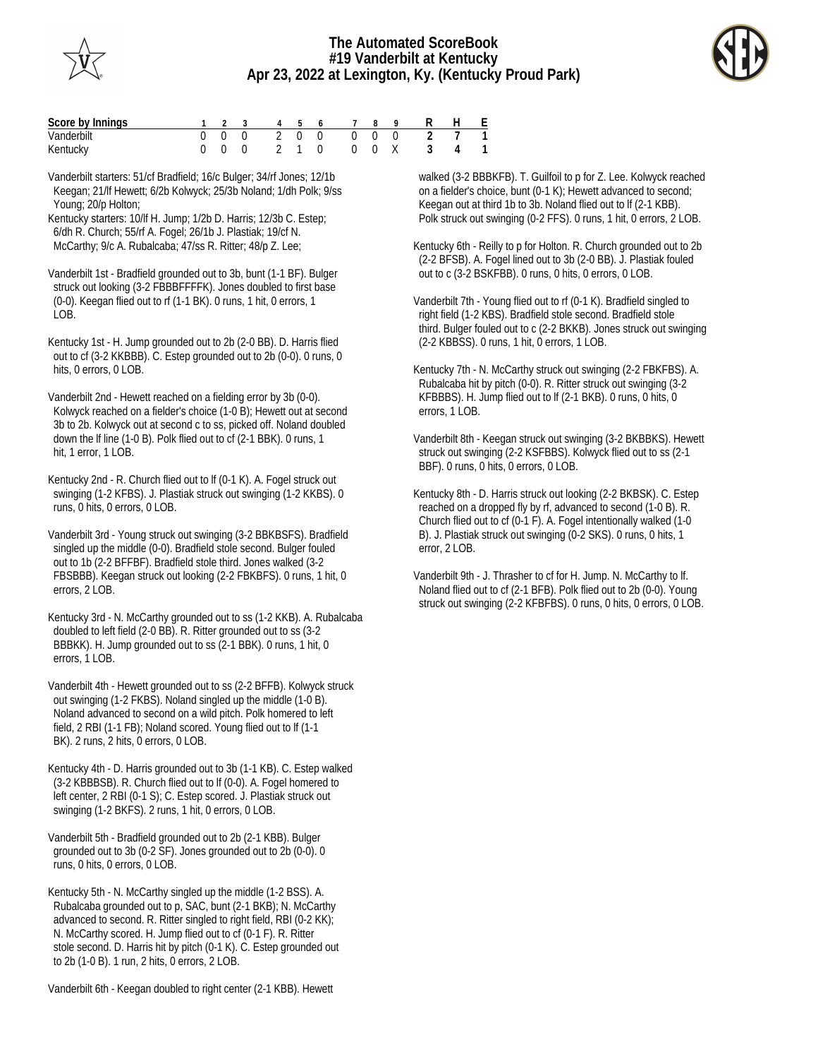# The Automated ScoreBook
## #19 Vanderbilt at Kentucky
### Apr 23, 2022 at Lexington, Ky. (Kentucky Proud Park)

| Score by Innings | 1 | 2 | 3 | 4 | 5 | 6 | 7 | 8 | 9 | R | H | E |
|---|---|---|---|---|---|---|---|---|---|---|---|---|
| Vanderbilt | 0 | 0 | 0 | 2 | 0 | 0 | 0 | 0 | 0 | 2 | 7 | 1 |
| Kentucky | 0 | 0 | 0 | 2 | 1 | 0 | 0 | 0 | X | 3 | 4 | 1 |

Vanderbilt starters: 51/cf Bradfield; 16/c Bulger; 34/rf Jones; 12/1b Keegan; 21/lf Hewett; 6/2b Kolwyck; 25/3b Noland; 1/dh Polk; 9/ss Young; 20/p Holton;

Kentucky starters: 10/lf H. Jump; 1/2b D. Harris; 12/3b C. Estep; 6/dh R. Church; 55/rf A. Fogel; 26/1b J. Plastiak; 19/cf N. McCarthy; 9/c A. Rubalcaba; 47/ss R. Ritter; 48/p Z. Lee;

Vanderbilt 1st - Bradfield grounded out to 3b, bunt (1-1 BF). Bulger struck out looking (3-2 FBBBFFFFK). Jones doubled to first base (0-0). Keegan flied out to rf (1-1 BK). 0 runs, 1 hit, 0 errors, 1 LOB.

Kentucky 1st - H. Jump grounded out to 2b (2-0 BB). D. Harris flied out to cf (3-2 KKBBB). C. Estep grounded out to 2b (0-0). 0 runs, 0 hits, 0 errors, 0 LOB.

Vanderbilt 2nd - Hewett reached on a fielding error by 3b (0-0). Kolwyck reached on a fielder's choice (1-0 B); Hewett out at second 3b to 2b. Kolwyck out at second c to ss, picked off. Noland doubled down the lf line (1-0 B). Polk flied out to cf (2-1 BBK). 0 runs, 1 hit, 1 error, 1 LOB.

Kentucky 2nd - R. Church flied out to lf (0-1 K). A. Fogel struck out swinging (1-2 KFBS). J. Plastiak struck out swinging (1-2 KKBS). 0 runs, 0 hits, 0 errors, 0 LOB.

Vanderbilt 3rd - Young struck out swinging (3-2 BBKBSFS). Bradfield singled up the middle (0-0). Bradfield stole second. Bulger fouled out to 1b (2-2 BFFBF). Bradfield stole third. Jones walked (3-2 FBSBBB). Keegan struck out looking (2-2 FBKBFS). 0 runs, 1 hit, 0 errors, 2 LOB.

Kentucky 3rd - N. McCarthy grounded out to ss (1-2 KKB). A. Rubalcaba doubled to left field (2-0 BB). R. Ritter grounded out to ss (3-2 BBBKK). H. Jump grounded out to ss (2-1 BBK). 0 runs, 1 hit, 0 errors, 1 LOB.

Vanderbilt 4th - Hewett grounded out to ss (2-2 BFFB). Kolwyck struck out swinging (1-2 FKBS). Noland singled up the middle (1-0 B). Noland advanced to second on a wild pitch. Polk homered to left field, 2 RBI (1-1 FB); Noland scored. Young flied out to lf (1-1 BK). 2 runs, 2 hits, 0 errors, 0 LOB.

Kentucky 4th - D. Harris grounded out to 3b (1-1 KB). C. Estep walked (3-2 KBBBSB). R. Church flied out to lf (0-0). A. Fogel homered to left center, 2 RBI (0-1 S); C. Estep scored. J. Plastiak struck out swinging (1-2 BKFS). 2 runs, 1 hit, 0 errors, 0 LOB.

Vanderbilt 5th - Bradfield grounded out to 2b (2-1 KBB). Bulger grounded out to 3b (0-2 SF). Jones grounded out to 2b (0-0). 0 runs, 0 hits, 0 errors, 0 LOB.

Kentucky 5th - N. McCarthy singled up the middle (1-2 BSS). A. Rubalcaba grounded out to p, SAC, bunt (2-1 BKB); N. McCarthy advanced to second. R. Ritter singled to right field, RBI (0-2 KK); N. McCarthy scored. H. Jump flied out to cf (0-1 F). R. Ritter stole second. D. Harris hit by pitch (0-1 K). C. Estep grounded out to 2b (1-0 B). 1 run, 2 hits, 0 errors, 2 LOB.

Vanderbilt 6th - Keegan doubled to right center (2-1 KBB). Hewett walked (3-2 BBBKFB). T. Guilfoil to p for Z. Lee. Kolwyck reached on a fielder's choice, bunt (0-1 K); Hewett advanced to second; Keegan out at third 1b to 3b. Noland flied out to lf (2-1 KBB). Polk struck out swinging (0-2 FFS). 0 runs, 1 hit, 0 errors, 2 LOB.

Kentucky 6th - Reilly to p for Holton. R. Church grounded out to 2b (2-2 BFSB). A. Fogel lined out to 3b (2-0 BB). J. Plastiak fouled out to c (3-2 BSKFBB). 0 runs, 0 hits, 0 errors, 0 LOB.

Vanderbilt 7th - Young flied out to rf (0-1 K). Bradfield singled to right field (1-2 KBS). Bradfield stole second. Bradfield stole third. Bulger fouled out to c (2-2 BKKB). Jones struck out swinging (2-2 KBBSS). 0 runs, 1 hit, 0 errors, 1 LOB.

Kentucky 7th - N. McCarthy struck out swinging (2-2 FBKFBS). A. Rubalcaba hit by pitch (0-0). R. Ritter struck out swinging (3-2 KFBBBS). H. Jump flied out to lf (2-1 BKB). 0 runs, 0 hits, 0 errors, 1 LOB.

Vanderbilt 8th - Keegan struck out swinging (3-2 BKBBKS). Hewett struck out swinging (2-2 KSFBBS). Kolwyck flied out to ss (2-1 BBF). 0 runs, 0 hits, 0 errors, 0 LOB.

Kentucky 8th - D. Harris struck out looking (2-2 BKBSK). C. Estep reached on a dropped fly by rf, advanced to second (1-0 B). R. Church flied out to cf (0-1 F). A. Fogel intentionally walked (1-0 B). J. Plastiak struck out swinging (0-2 SKS). 0 runs, 0 hits, 1 error, 2 LOB.

Vanderbilt 9th - J. Thrasher to cf for H. Jump. N. McCarthy to lf. Noland flied out to cf (2-1 BFB). Polk flied out to 2b (0-0). Young struck out swinging (2-2 KFBFBS). 0 runs, 0 hits, 0 errors, 0 LOB.